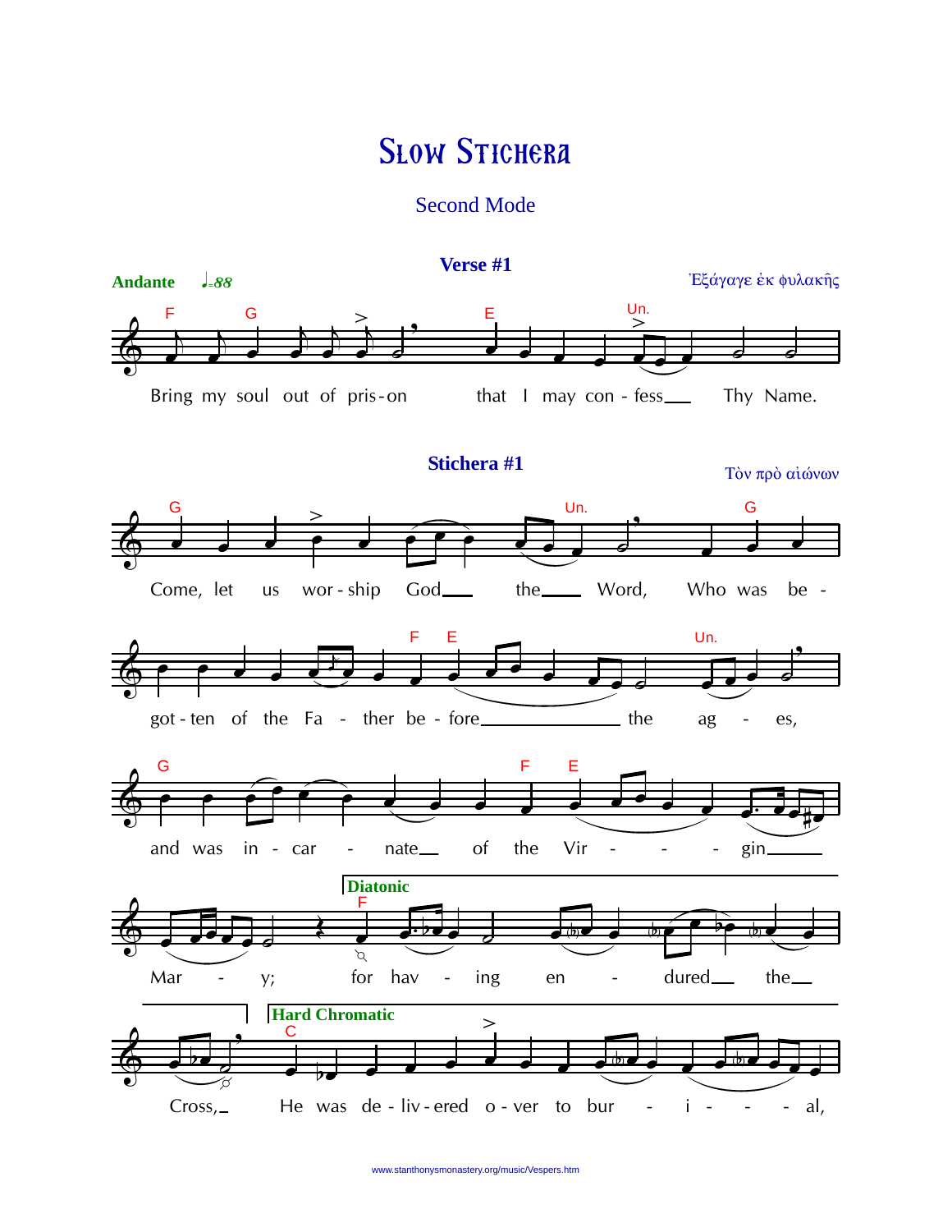# Slow Stichera

## Second Mode

### Verse #1

**Andante** ♩=88

Ἐξάγαγε ἐκ φυλακῆς

Bring my soul out of pris-on that I may con - fess___ Thy Name.

### Stichera #1

Τὸν πρὸ αἰώνων

Come, let us wor - ship God___ the___ Word, Who was be - got - ten of the Fa - ther be - fore___ the ag - es, and was in - car - nate__ of the Vir - gin___ Mar - y; for hav - ing en - dured__ the__ Cross,_ He was de - liv - ered o - ver to bur - i - al,

**Diatonic**

**Hard Chromatic**

www.stanthonysmonastery.org/music/Vespers.htm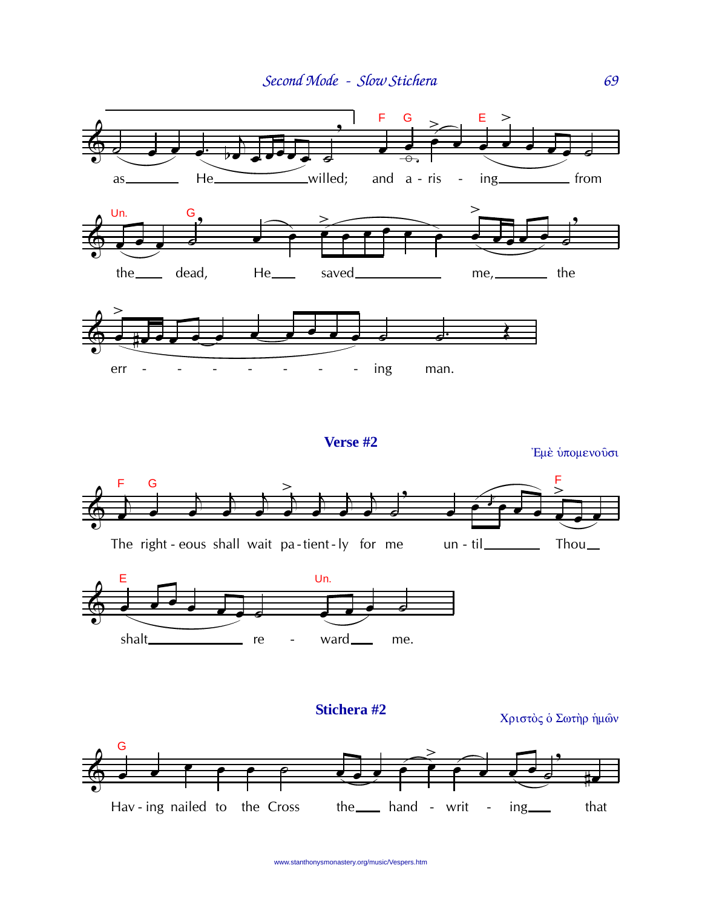as He willed; and a - ris - ing from

the dead, He saved me, the

err - - - - - - - ing man.

## Verse #2

Ἐμὲ ὑπομενοῦσι

The right - eous shall wait pa - tient - ly for me un - til Thou

shalt re - ward me.

## Stichera #2

Χριστὸς ὁ Σωτὴρ ἡμῶν

Hav - ing nailed to the Cross the hand - writ - ing that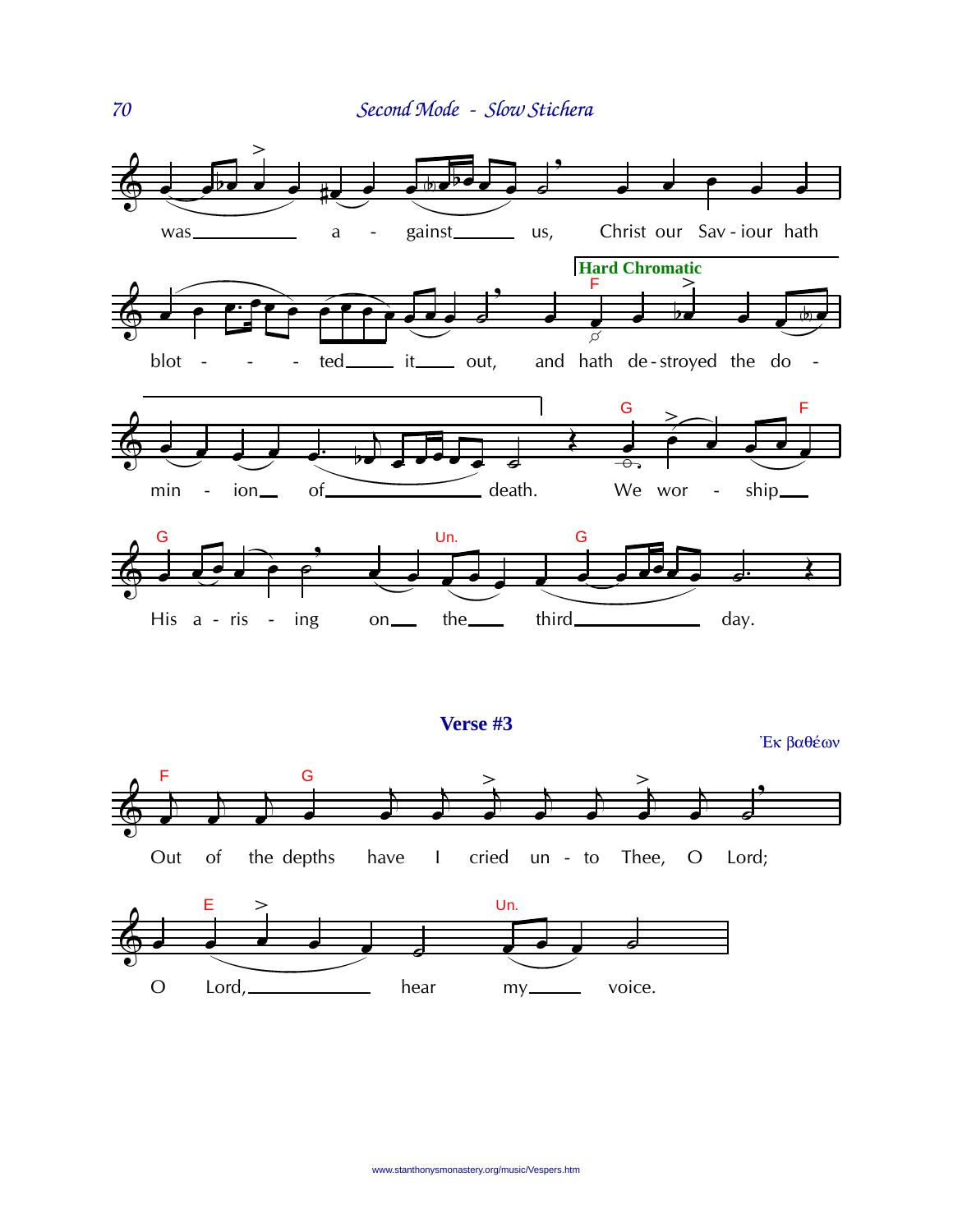was a - gainst us, Christ our Sav - iour hath

blot - - - ted it out, and hath de - stroyed the do -

min - ion of death. We wor - ship

His a - ris - ing on the third day.

**Verse #3**

Ἐκ βαθέων

Out of the depths have I cried un - to Thee, O Lord;

O Lord, hear my voice.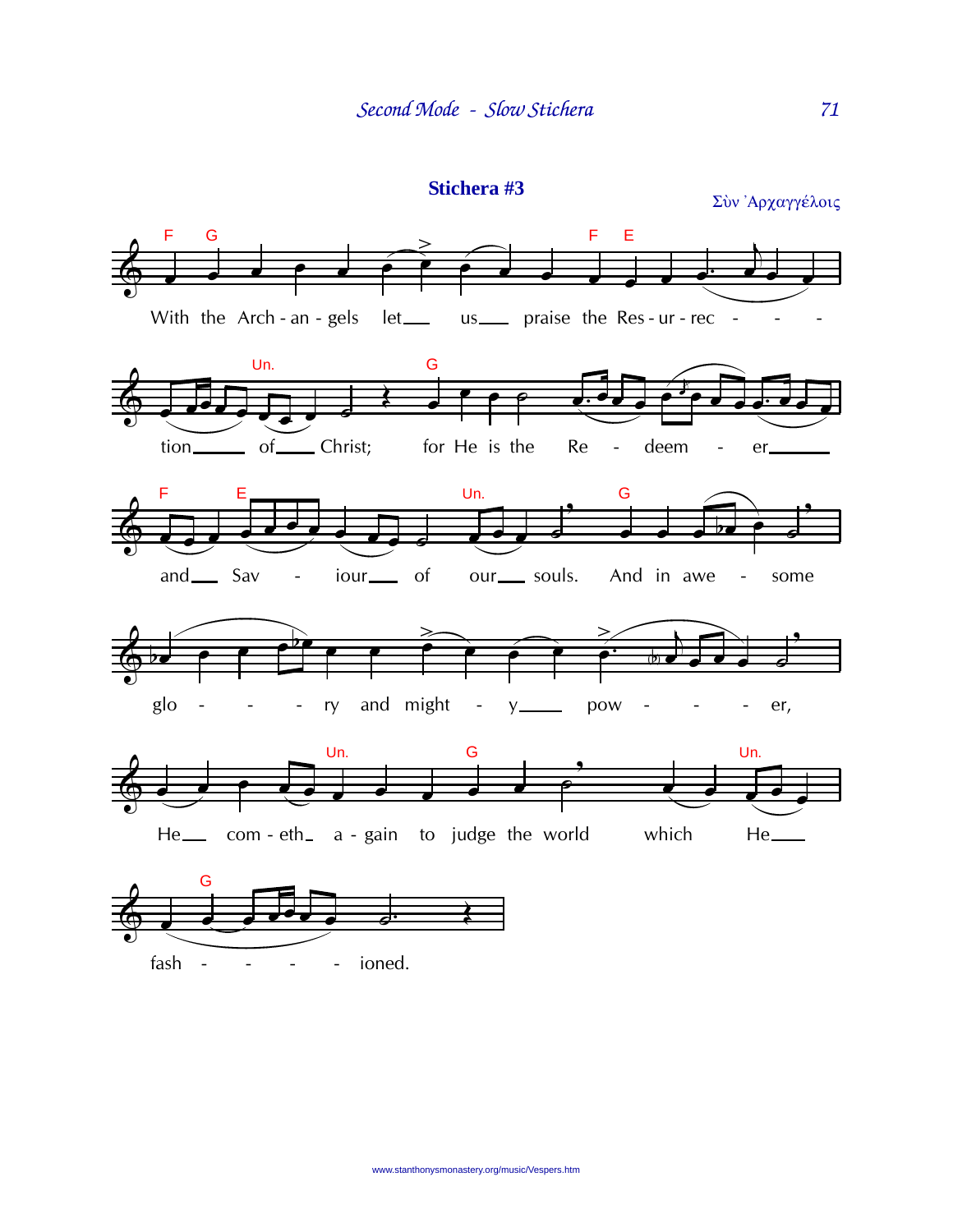## Stichera #3

Σὺν Ἀρχαγγέλοις

With the Arch - an - gels let___ us___ praise the Res - ur - rec - - - tion___ of___ Christ; for He is the Re - deem - er___ and___ Sav - iour___ of our___ souls. And in awe - some glo - - - ry and might - y___ pow - - - er, He___ com - eth_ a - gain to judge the world which He___ fash - - - - ioned.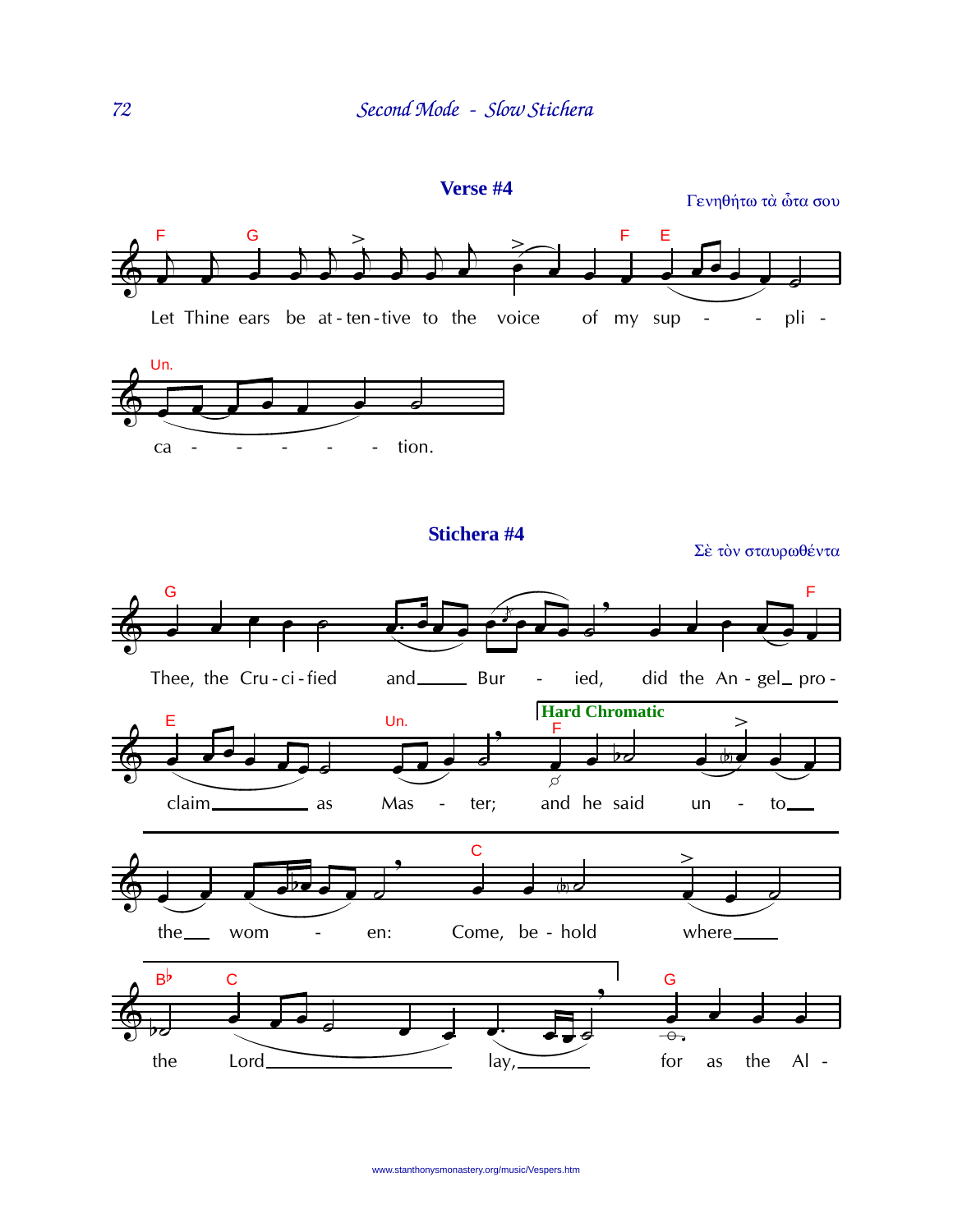## Verse #4

Γενηθήτω τὰ ὦτά σου

Let Thine ears be at-ten-tive to the voice of my sup - - pli - ca - - - - - tion.

## Stichera #4

Σὲ τὸν σταυρωθέντα

Thee, the Cru-ci-fied and Bur - ied, did the An-gel pro-claim as Mas - ter; and he said un - to the wom - en: Come, be-hold where the Lord lay, for as the Al -

Hard Chromatic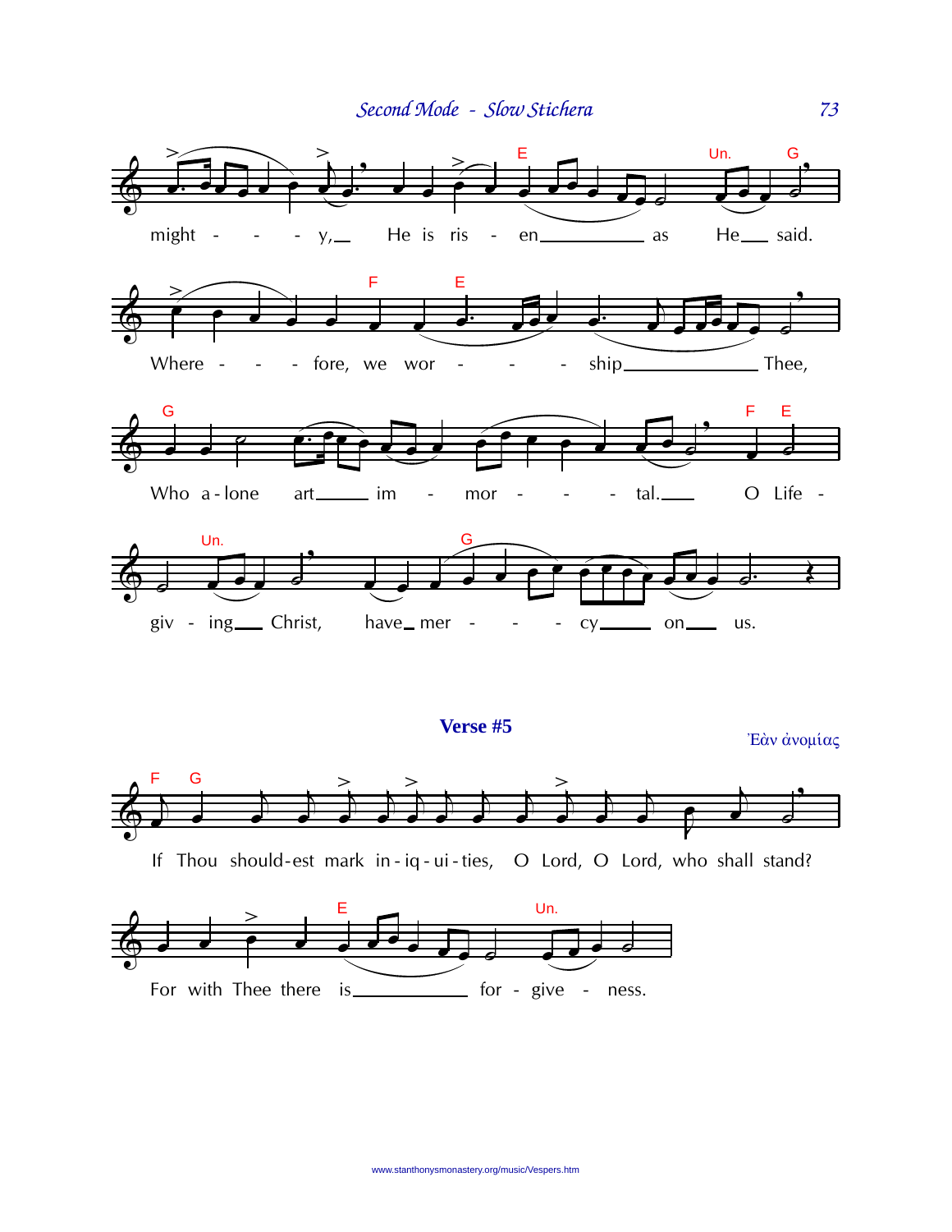might - - - y, He is ris - en as He said.

Where - - - fore, we wor - - - ship Thee,

Who a-lone art im - mor - - - tal. O Life -

giv - ing Christ, have mer - - - cy on us.

## Verse #5

Ἐὰν ἀνομίας

If Thou should-est mark in-iq-ui-ties, O Lord, O Lord, who shall stand?

For with Thee there is for - give - ness.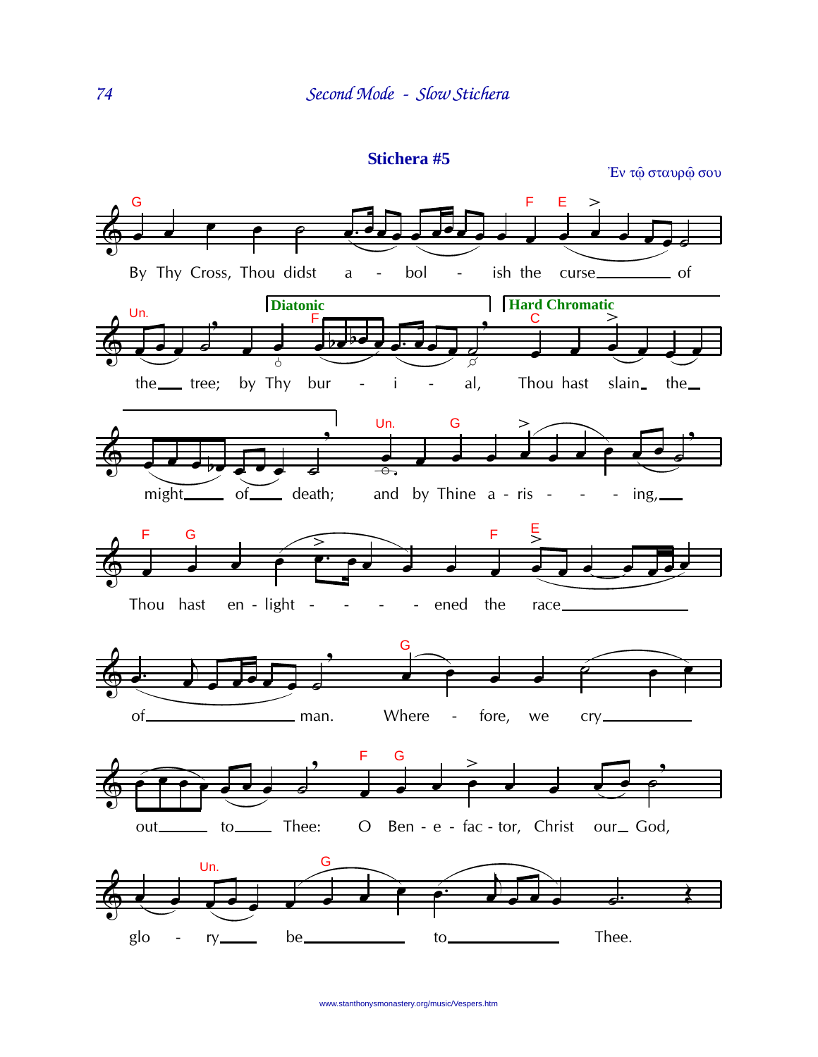## Stichera #5

Ἐν τῷ σταυρῷ σου

By Thy Cross, Thou didst a - bol - ish the curse of the tree; by Thy bur - i - al, Thou hast slain the might of death; and by Thine a - ris - - - ing, Thou hast en - light - - - - ened the race of man. Where - fore, we cry out to Thee: O Ben - e - fac - tor, Christ our God, glo - ry be to Thee.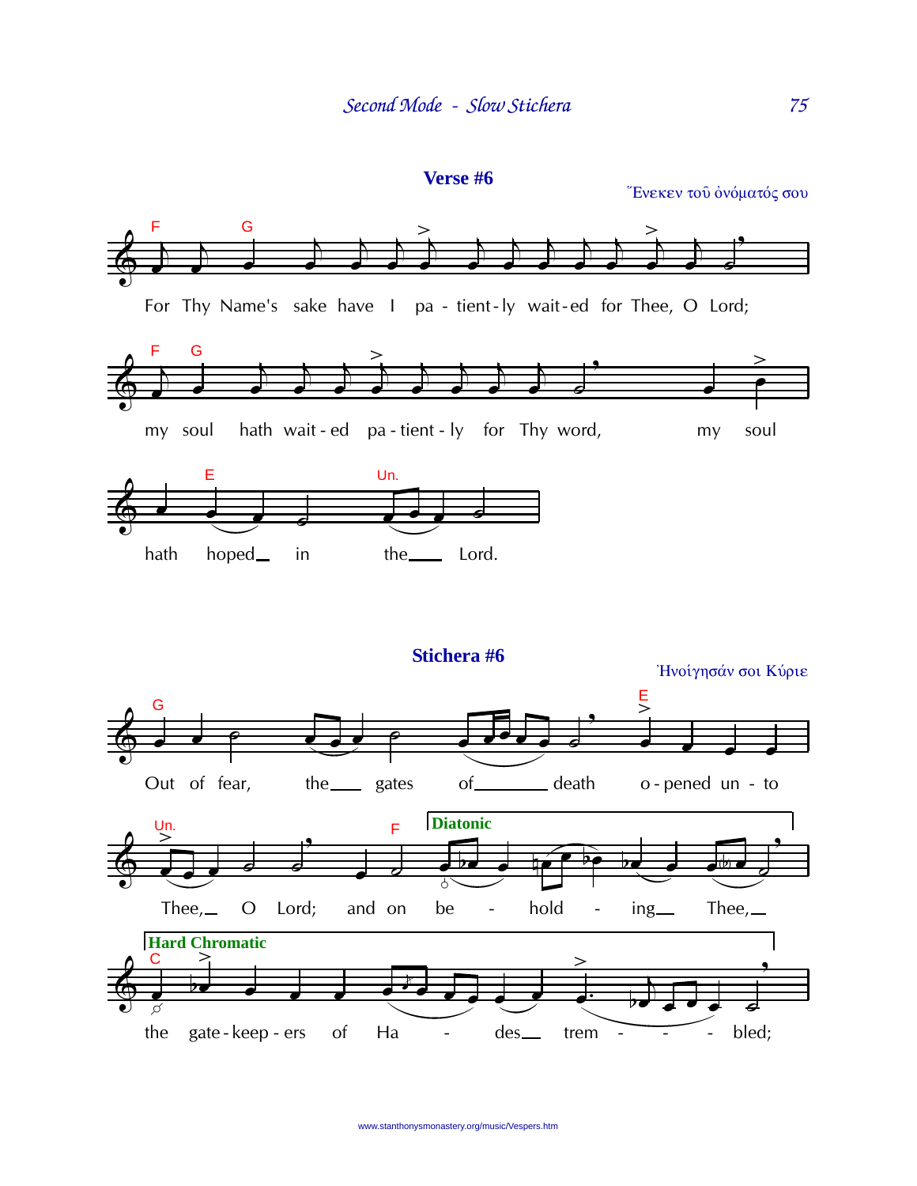## Verse #6

Ἕνεκεν τοῦ ὀνόματός σου

F G

For Thy Name's sake have I pa - tient-ly wait-ed for Thee, O Lord;

F G

my soul hath wait - ed pa - tient - ly for Thy word, my soul

E Un.

hath hoped in the Lord.

## Stichera #6

Ἠνοίγησάν σοι Κύριε

G E

Out of fear, the gates of death o - pened un - to

Un. F **Diatonic**

Thee, O Lord; and on be - hold - ing Thee,

**Hard Chromatic**

C

the gate - keep - ers of Ha - des trem - - - bled;

www.stanthonysmonastery.org/music/Vespers.htm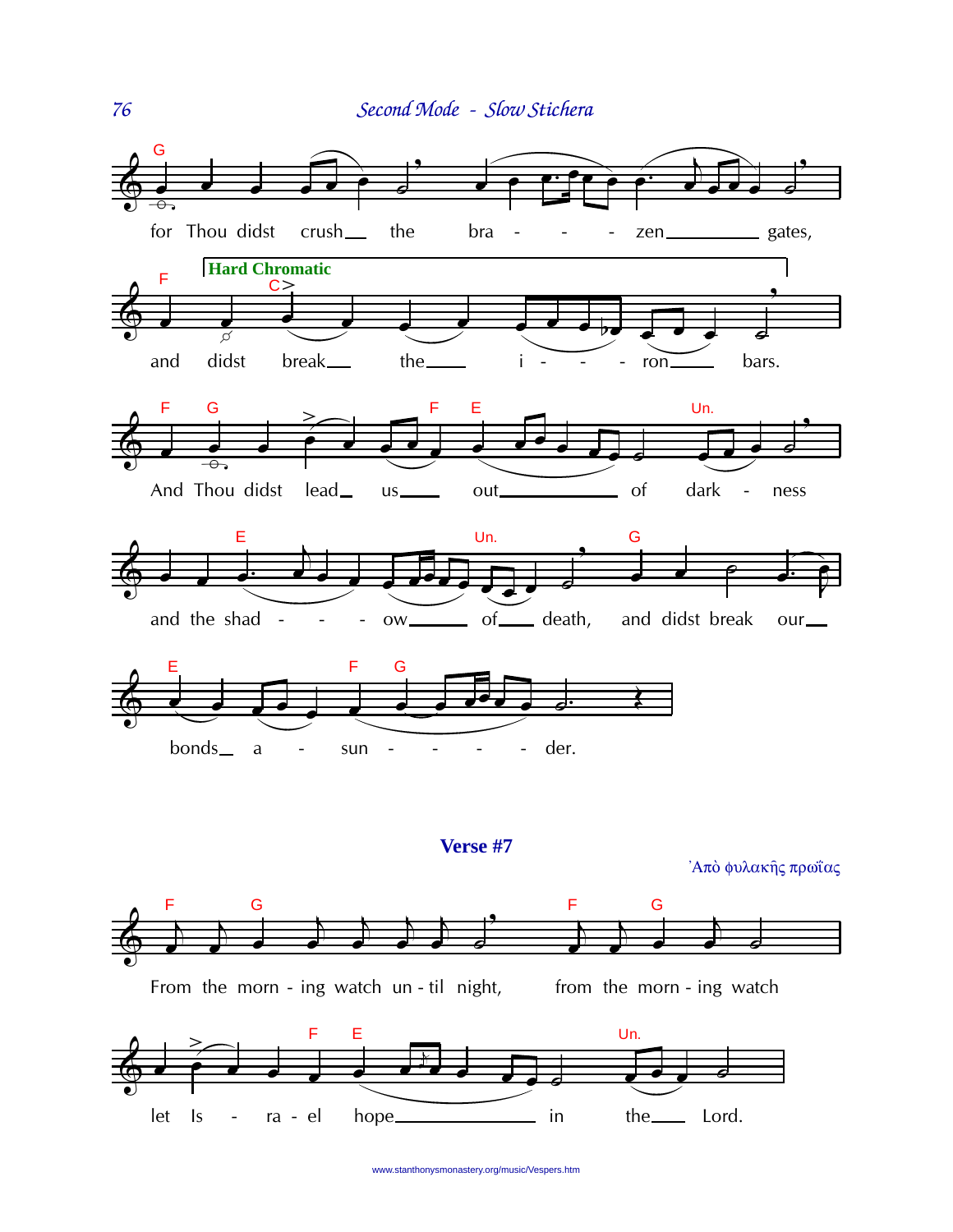for Thou didst crush the bra - - - zen gates,

Hard Chromatic

and didst break the i - - - ron bars.

And Thou didst lead us out of dark - ness

and the shad - - - ow of death, and didst break our

bonds a - sun - - - - der.

**Verse #7**

Ἀπὸ φυλακῆς πρωΐας

From the morn - ing watch un - til night, from the morn - ing watch

let Is - ra - el hope in the Lord.

www.stanthonysmonastery.org/music/Vespers.htm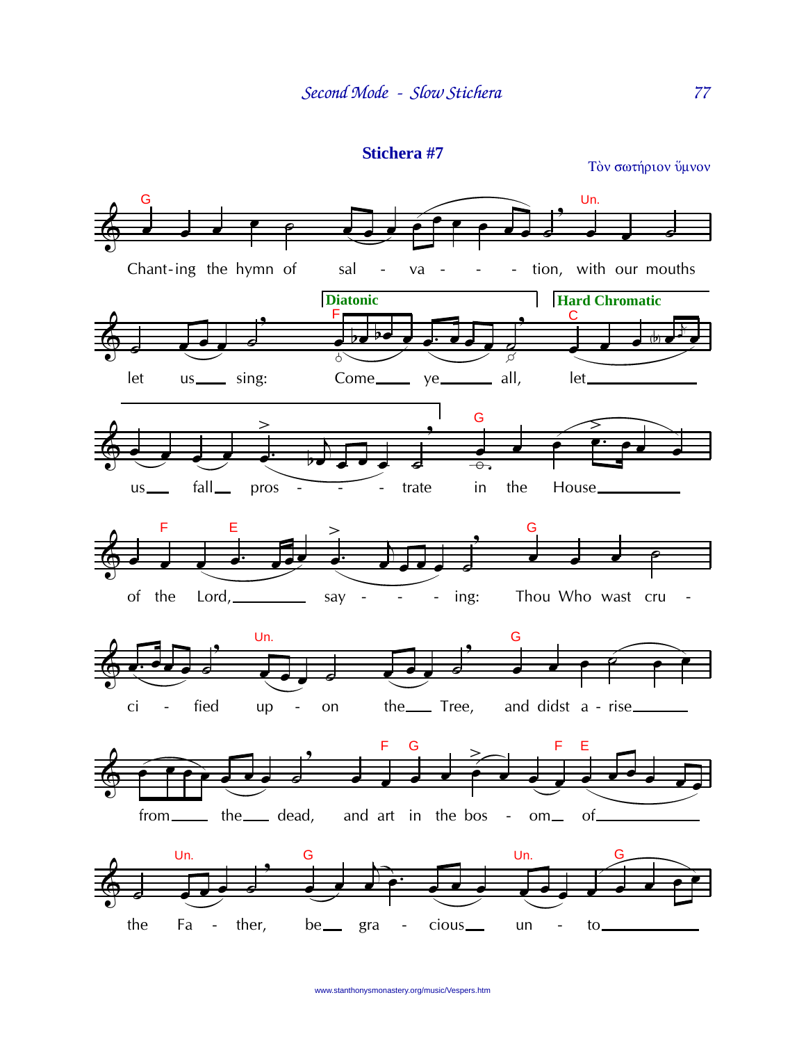## Stichera #7

Τὸν σωτήριον ὕμνον

Chant-ing the hymn of sal - va - - - tion, with our mouths

let us sing: Come ye all, let

us fall pros - - - trate in the House

of the Lord, say - - - ing: Thou Who wast cru -

ci - fied up - on the Tree, and didst a - rise

from the dead, and art in the bos - om of

the Fa - ther, be gra - cious un - to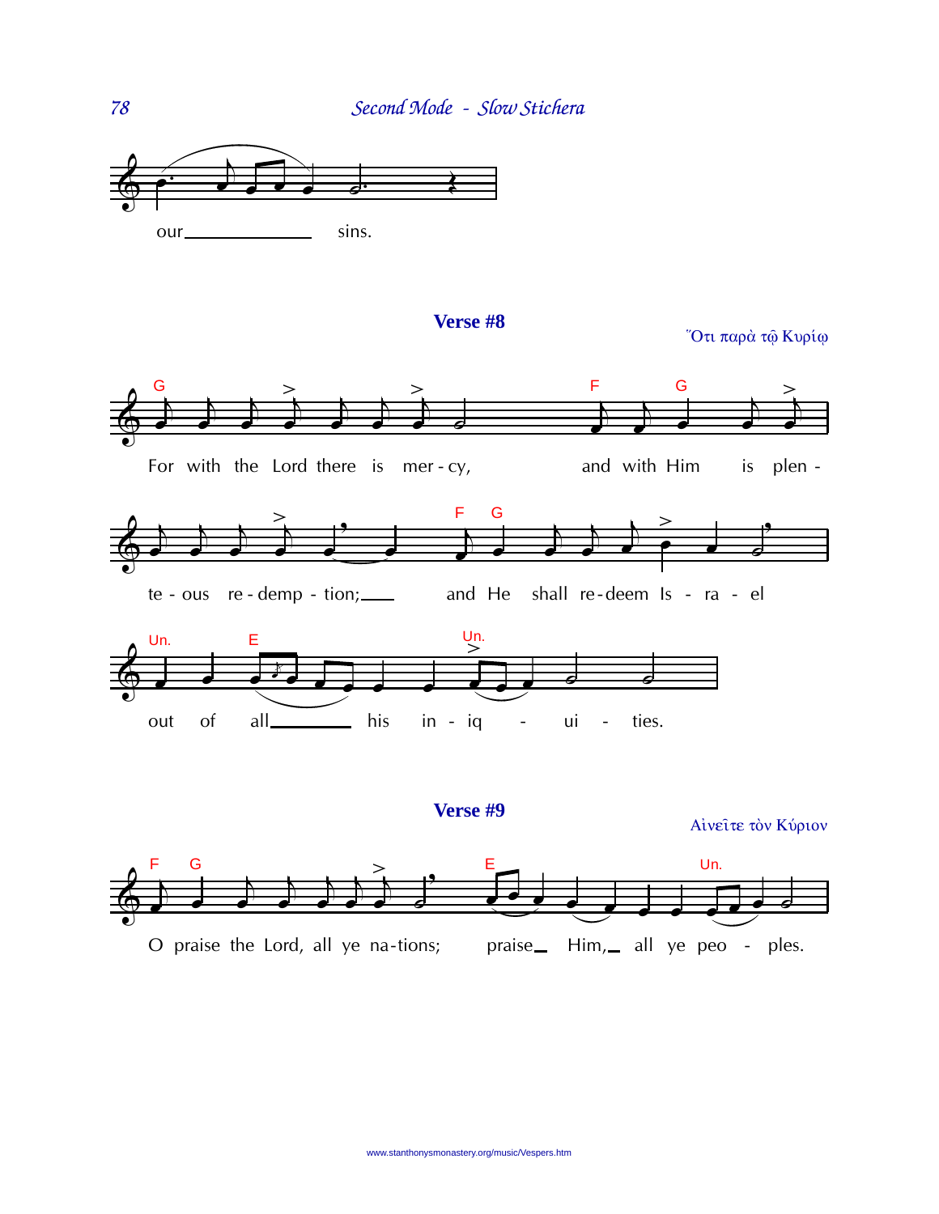our ___ sins.

## Verse #8

Ὅτι παρὰ τῷ Κυρίῳ

For with the Lord there is mer-cy, and with Him is plen-te-ous re-demp-tion; ___ and He shall re-deem Is-ra-el out of all ___ his in-iq-ui-ties.

## Verse #9

Αἰνεῖτε τὸν Κύριον

O praise the Lord, all ye na-tions; praise ___ Him, ___ all ye peo-ples.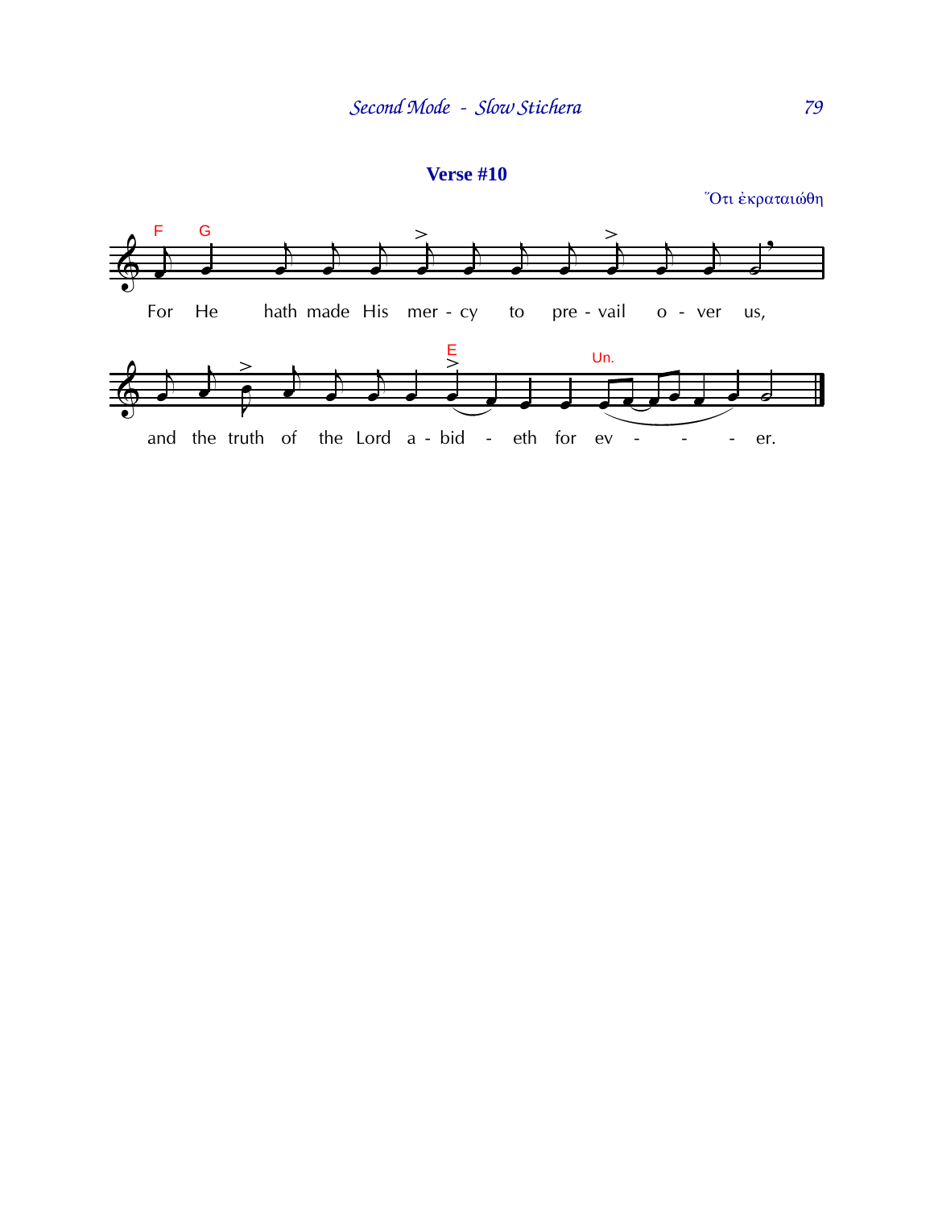## Verse #10

Ὅτι ἐκραταιώθη

For He hath made His mer - cy to pre - vail o - ver us,

and the truth of the Lord a - bid - eth for ev - - - er.